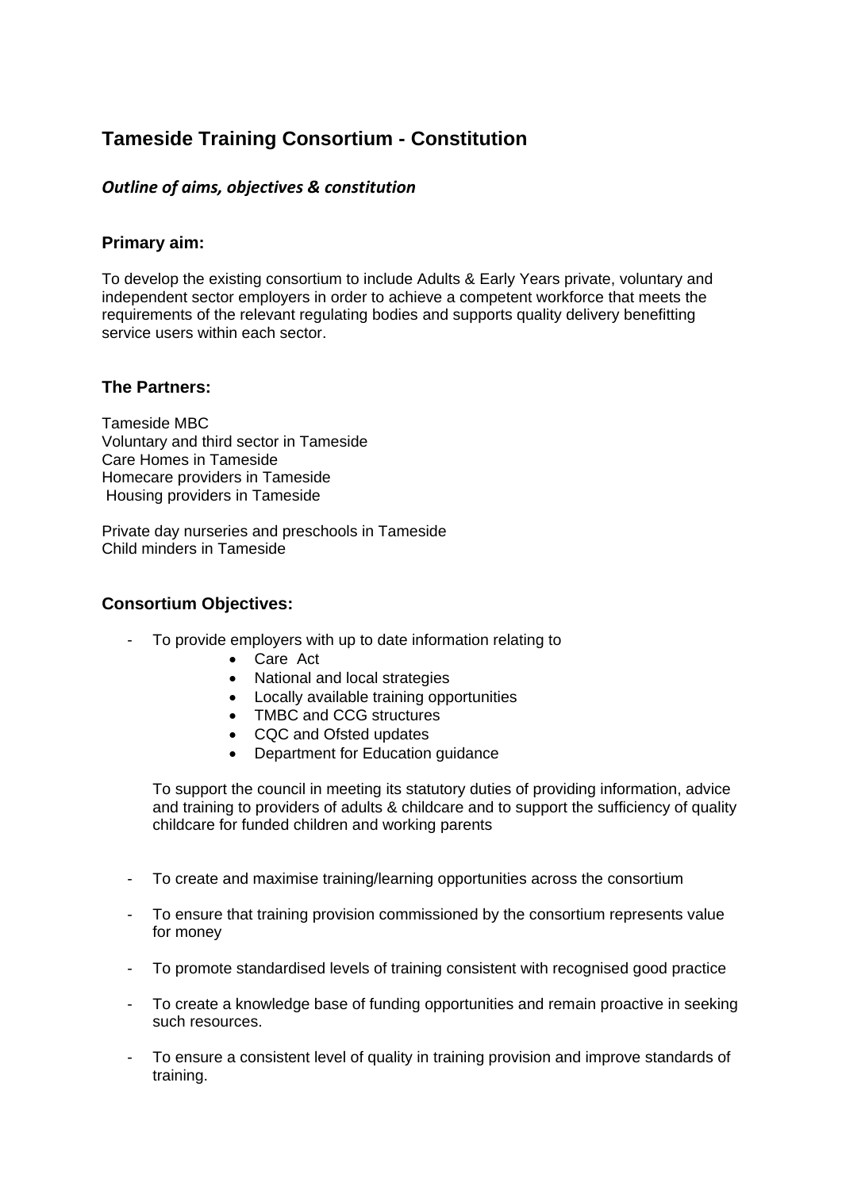# Tameside Training Consortium - Constitution

## *Outline of aims, objectives & constitution*

### Primary aim:

To develop the existing consortium to include Adults & Early Years private, voluntary and independent sector employers in order to achieve a competent workforce that meets the requirements of the relevant regulating bodies and supports quality delivery benefitting service users within each sector.

### The Partners:

Tameside MBC
Voluntary and third sector in Tameside
Care Homes in Tameside
Homecare providers in Tameside
Housing providers in Tameside

Private day nurseries and preschools in Tameside
Child minders in Tameside

### Consortium Objectives:

- To provide employers with up to date information relating to
    - Care Act
    - National and local strategies
    - Locally available training opportunities
    - TMBC and CCG structures
    - CQC and Ofsted updates
    - Department for Education guidance

  To support the council in meeting its statutory duties of providing information, advice and training to providers of adults & childcare and to support the sufficiency of quality childcare for funded children and working parents

- To create and maximise training/learning opportunities across the consortium
- To ensure that training provision commissioned by the consortium represents value for money
- To promote standardised levels of training consistent with recognised good practice
- To create a knowledge base of funding opportunities and remain proactive in seeking such resources.
- To ensure a consistent level of quality in training provision and improve standards of training.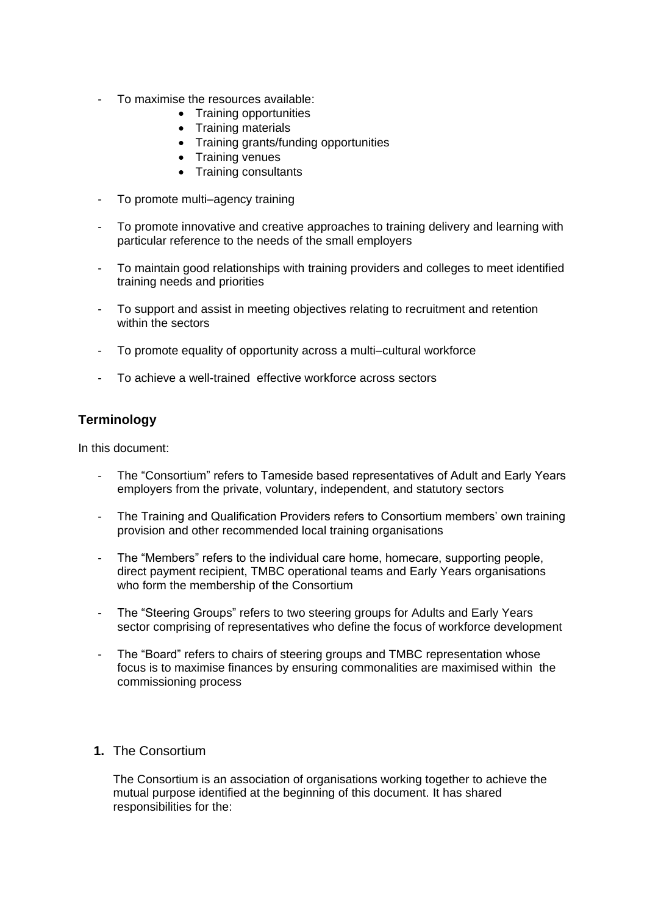- To maximise the resources available:
  - Training opportunities
  - Training materials
  - Training grants/funding opportunities
  - Training venues
  - Training consultants
- To promote multi–agency training
- To promote innovative and creative approaches to training delivery and learning with particular reference to the needs of the small employers
- To maintain good relationships with training providers and colleges to meet identified training needs and priorities
- To support and assist in meeting objectives relating to recruitment and retention within the sectors
- To promote equality of opportunity across a multi–cultural workforce
- To achieve a well-trained effective workforce across sectors

## Terminology

In this document:

- The "Consortium" refers to Tameside based representatives of Adult and Early Years employers from the private, voluntary, independent, and statutory sectors
- The Training and Qualification Providers refers to Consortium members' own training provision and other recommended local training organisations
- The "Members" refers to the individual care home, homecare, supporting people, direct payment recipient, TMBC operational teams and Early Years organisations who form the membership of the Consortium
- The "Steering Groups" refers to two steering groups for Adults and Early Years sector comprising of representatives who define the focus of workforce development
- The "Board" refers to chairs of steering groups and TMBC representation whose focus is to maximise finances by ensuring commonalities are maximised within the commissioning process

## 1. The Consortium

The Consortium is an association of organisations working together to achieve the mutual purpose identified at the beginning of this document. It has shared responsibilities for the: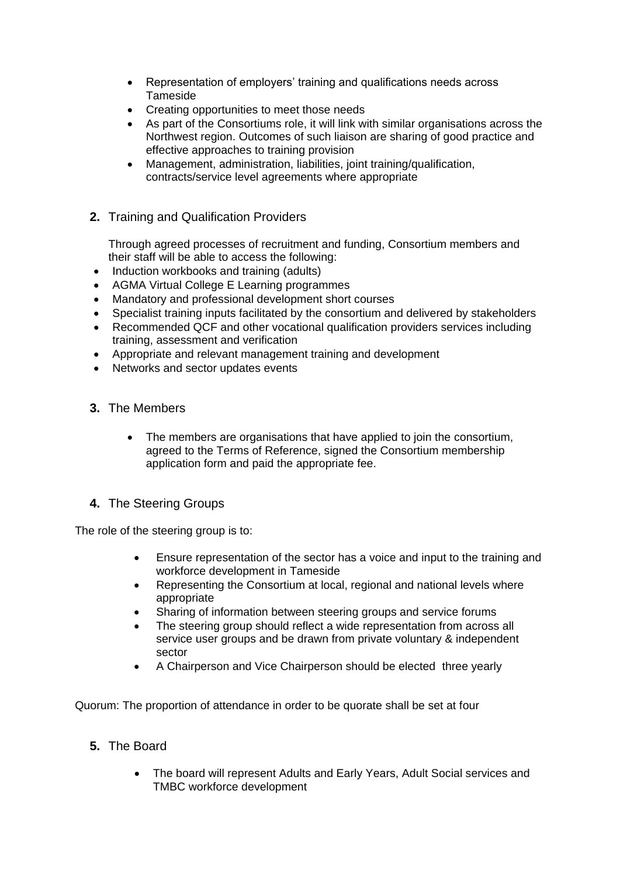- Representation of employers' training and qualifications needs across Tameside
- Creating opportunities to meet those needs
- As part of the Consortiums role, it will link with similar organisations across the Northwest region. Outcomes of such liaison are sharing of good practice and effective approaches to training provision
- Management, administration, liabilities, joint training/qualification, contracts/service level agreements where appropriate

**2.** Training and Qualification Providers

Through agreed processes of recruitment and funding, Consortium members and their staff will be able to access the following:

- Induction workbooks and training (adults)
- AGMA Virtual College E Learning programmes
- Mandatory and professional development short courses
- Specialist training inputs facilitated by the consortium and delivered by stakeholders
- Recommended QCF and other vocational qualification providers services including training, assessment and verification
- Appropriate and relevant management training and development
- Networks and sector updates events

**3.** The Members

- The members are organisations that have applied to join the consortium, agreed to the Terms of Reference, signed the Consortium membership application form and paid the appropriate fee.

**4.** The Steering Groups

The role of the steering group is to:

- Ensure representation of the sector has a voice and input to the training and workforce development in Tameside
- Representing the Consortium at local, regional and national levels where appropriate
- Sharing of information between steering groups and service forums
- The steering group should reflect a wide representation from across all service user groups and be drawn from private voluntary & independent sector
- A Chairperson and Vice Chairperson should be elected three yearly

Quorum: The proportion of attendance in order to be quorate shall be set at four

**5.** The Board

- The board will represent Adults and Early Years, Adult Social services and TMBC workforce development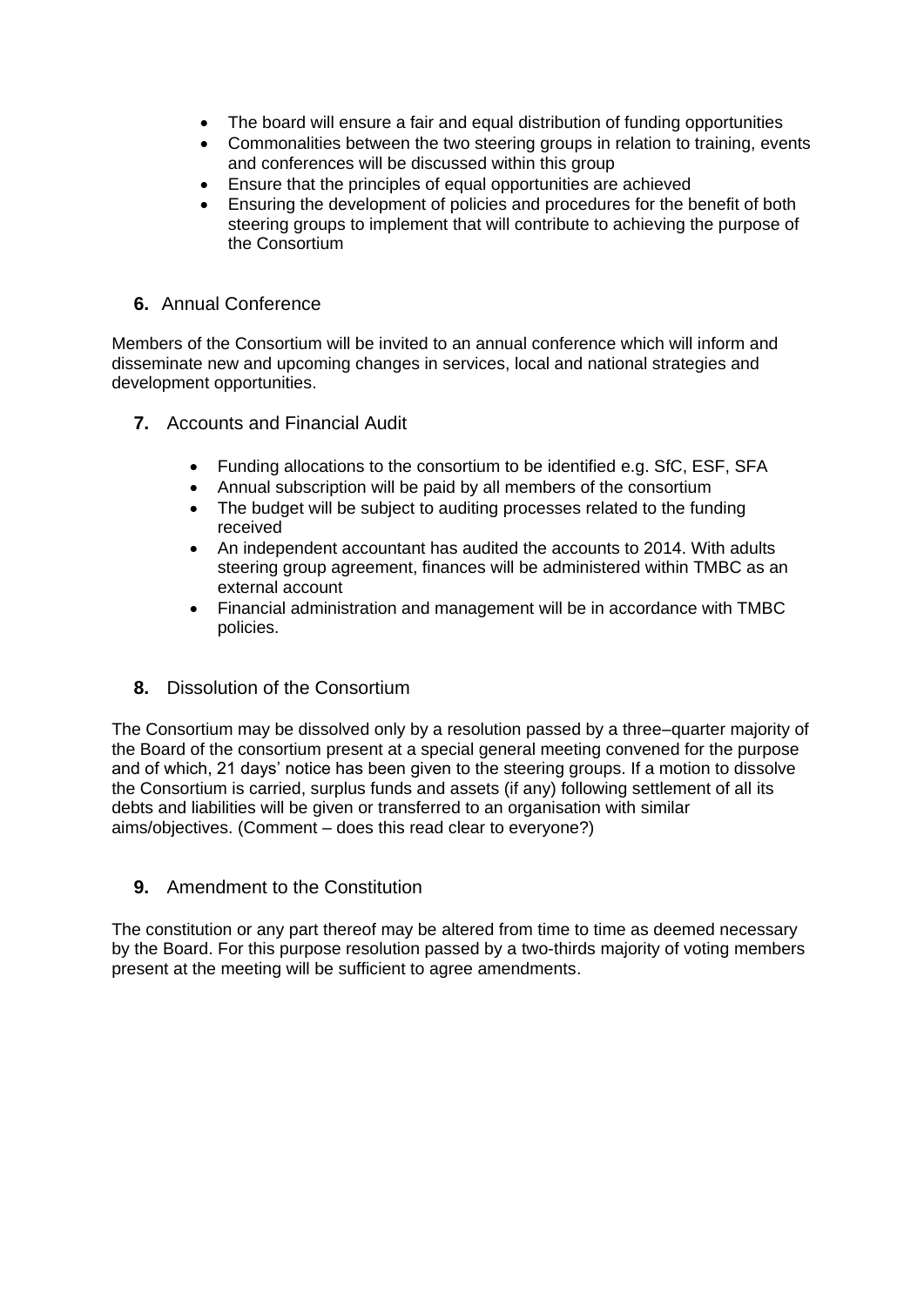- The board will ensure a fair and equal distribution of funding opportunities
- Commonalities between the two steering groups in relation to training, events and conferences will be discussed within this group
- Ensure that the principles of equal opportunities are achieved
- Ensuring the development of policies and procedures for the benefit of both steering groups to implement that will contribute to achieving the purpose of the Consortium

## **6.** Annual Conference

Members of the Consortium will be invited to an annual conference which will inform and disseminate new and upcoming changes in services, local and national strategies and development opportunities.

## **7.** Accounts and Financial Audit

- Funding allocations to the consortium to be identified e.g. SfC, ESF, SFA
- Annual subscription will be paid by all members of the consortium
- The budget will be subject to auditing processes related to the funding received
- An independent accountant has audited the accounts to 2014. With adults steering group agreement, finances will be administered within TMBC as an external account
- Financial administration and management will be in accordance with TMBC policies.

## **8.** Dissolution of the Consortium

The Consortium may be dissolved only by a resolution passed by a three–quarter majority of the Board of the consortium present at a special general meeting convened for the purpose and of which, 21 days' notice has been given to the steering groups. If a motion to dissolve the Consortium is carried, surplus funds and assets (if any) following settlement of all its debts and liabilities will be given or transferred to an organisation with similar aims/objectives. (Comment – does this read clear to everyone?)

## **9.** Amendment to the Constitution

The constitution or any part thereof may be altered from time to time as deemed necessary by the Board. For this purpose resolution passed by a two-thirds majority of voting members present at the meeting will be sufficient to agree amendments.